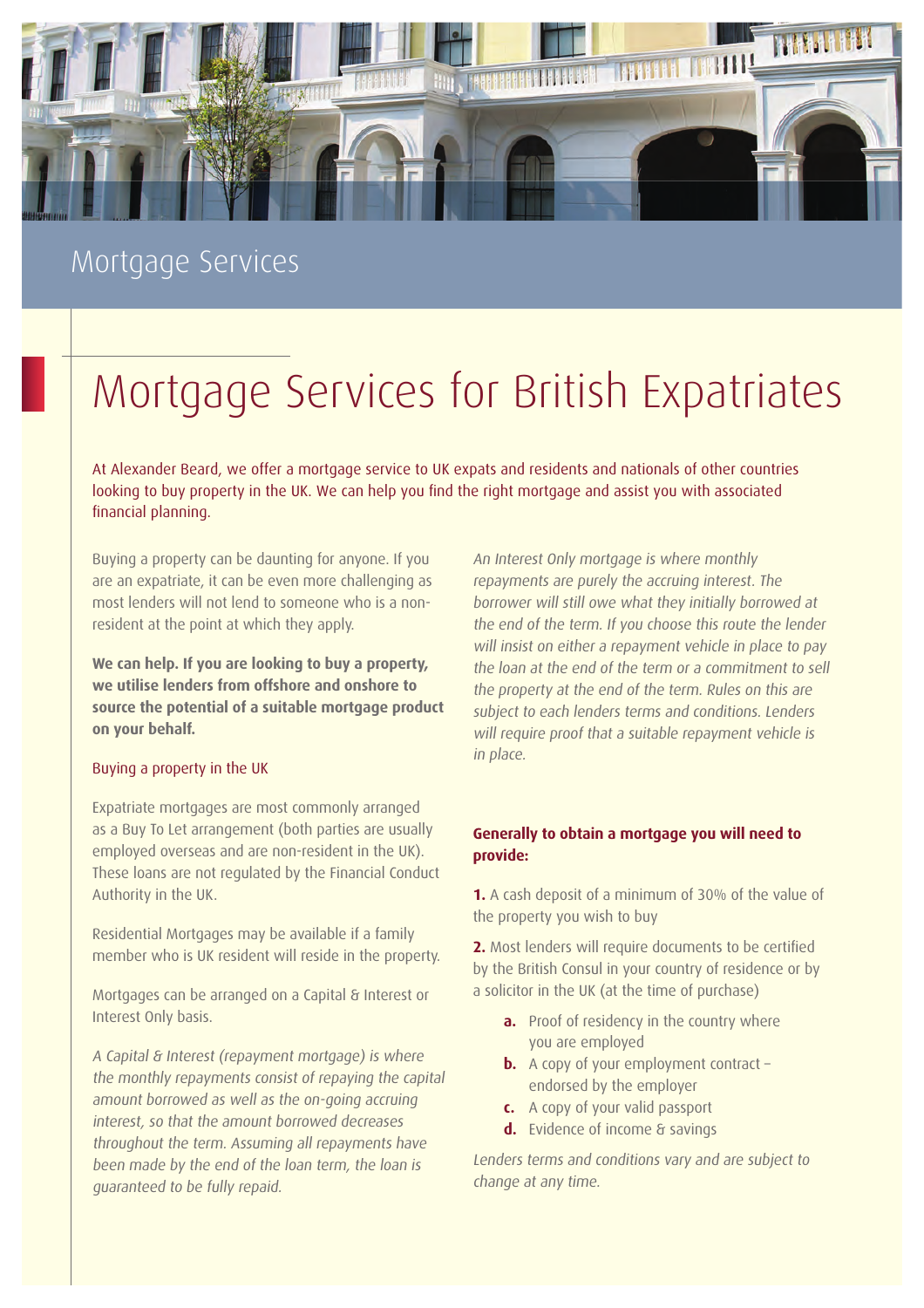Mortgage Services

# Mortgage Services for British Expatriates

At Alexander Beard, we offer a mortgage service to UK expats and residents and nationals of other countries looking to buy property in the UK. We can help you find the right mortgage and assist you with associated financial planning.

Buying a property can be daunting for anyone. If you are an expatriate, it can be even more challenging as most lenders will not lend to someone who is a non-resident at the point at which they apply.

**We can help. If you are looking to buy a property, we utilise lenders from offshore and onshore to source the potential of a suitable mortgage product on your behalf.**

## Buying a property in the UK

Expatriate mortgages are most commonly arranged as a Buy To Let arrangement (both parties are usually employed overseas and are non-resident in the UK). These loans are not regulated by the Financial Conduct Authority in the UK.

Residential Mortgages may be available if a family member who is UK resident will reside in the property.

Mortgages can be arranged on a Capital & Interest or Interest Only basis.

*A Capital & Interest (repayment mortgage) is where the monthly repayments consist of repaying the capital amount borrowed as well as the on-going accruing interest, so that the amount borrowed decreases throughout the term. Assuming all repayments have been made by the end of the loan term, the loan is guaranteed to be fully repaid.*

*An Interest Only mortgage is where monthly repayments are purely the accruing interest. The borrower will still owe what they initially borrowed at the end of the term. If you choose this route the lender will insist on either a repayment vehicle in place to pay the loan at the end of the term or a commitment to sell the property at the end of the term. Rules on this are subject to each lenders terms and conditions. Lenders will require proof that a suitable repayment vehicle is in place.*

**Generally to obtain a mortgage you will need to provide:**

**1.** A cash deposit of a minimum of 30% of the value of the property you wish to buy

**2.** Most lenders will require documents to be certified by the British Consul in your country of residence or by a solicitor in the UK (at the time of purchase)

- **a.** Proof of residency in the country where you are employed
- **b.** A copy of your employment contract – endorsed by the employer
- **c.** A copy of your valid passport
- **d.** Evidence of income & savings

*Lenders terms and conditions vary and are subject to change at any time.*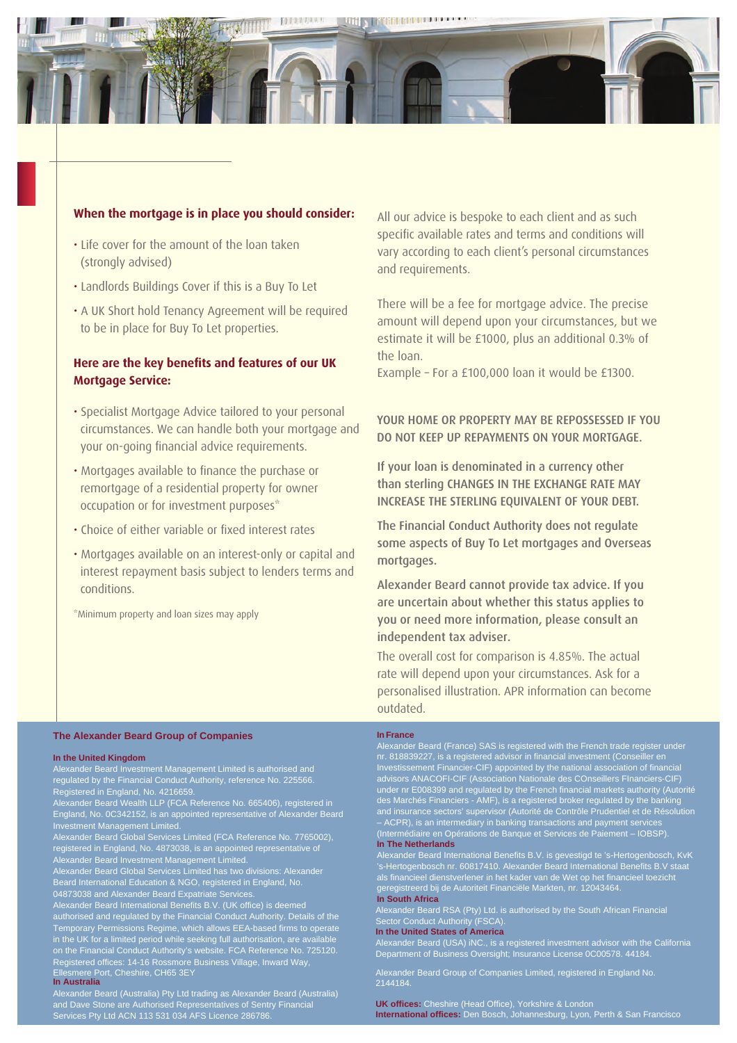## When the mortgage is in place you should consider:

- Life cover for the amount of the loan taken (strongly advised)
- Landlords Buildings Cover if this is a Buy To Let
- A UK Short hold Tenancy Agreement will be required to be in place for Buy To Let properties.

## Here are the key benefits and features of our UK Mortgage Service:

- Specialist Mortgage Advice tailored to your personal circumstances. We can handle both your mortgage and your on-going financial advice requirements.
- Mortgages available to finance the purchase or remortgage of a residential property for owner occupation or for investment purposes*
- Choice of either variable or fixed interest rates
- Mortgages available on an interest-only or capital and interest repayment basis subject to lenders terms and conditions.

*Minimum property and loan sizes may apply

All our advice is bespoke to each client and as such specific available rates and terms and conditions will vary according to each client's personal circumstances and requirements.

There will be a fee for mortgage advice. The precise amount will depend upon your circumstances, but we estimate it will be £1000, plus an additional 0.3% of the loan.
Example – For a £100,000 loan it would be £1300.

YOUR HOME OR PROPERTY MAY BE REPOSSESSED IF YOU DO NOT KEEP UP REPAYMENTS ON YOUR MORTGAGE.

If your loan is denominated in a currency other than sterling CHANGES IN THE EXCHANGE RATE MAY INCREASE THE STERLING EQUIVALENT OF YOUR DEBT.

The Financial Conduct Authority does not regulate some aspects of Buy To Let mortgages and Overseas mortgages.

Alexander Beard cannot provide tax advice. If you are uncertain about whether this status applies to you or need more information, please consult an independent tax adviser.

The overall cost for comparison is 4.85%. The actual rate will depend upon your circumstances. Ask for a personalised illustration. APR information can become outdated.

### The Alexander Beard Group of Companies

**In the United Kingdom**

Alexander Beard Investment Management Limited is authorised and regulated by the Financial Conduct Authority, reference No. 225566. Registered in England, No. 4216659.

Alexander Beard Wealth LLP (FCA Reference No. 665406), registered in England, No. 0C342152, is an appointed representative of Alexander Beard Investment Management Limited.

Alexander Beard Global Services Limited (FCA Reference No. 7765002), registered in England, No. 4873038, is an appointed representative of Alexander Beard Investment Management Limited.

Alexander Beard Global Services Limited has two divisions: Alexander Beard International Education & NGO, registered in England, No. 04873038 and Alexander Beard Expatriate Services.

Alexander Beard International Benefits B.V. (UK office) is deemed authorised and regulated by the Financial Conduct Authority. Details of the Temporary Permissions Regime, which allows EEA-based firms to operate in the UK for a limited period while seeking full authorisation, are available on the Financial Conduct Authority's website. FCA Reference No. 725120.

Registered offices: 14-16 Rossmore Business Village, Inward Way, Ellesmere Port, Cheshire, CH65 3EY

**In Australia**

Alexander Beard (Australia) Pty Ltd trading as Alexander Beard (Australia) and Dave Stone are Authorised Representatives of Sentry Financial Services Pty Ltd ACN 113 531 034 AFS Licence 286786.

**In France**

Alexander Beard (France) SAS is registered with the French trade register under nr. 818839227, is a registered advisor in financial investment (Conseiller en Investissement Financier-CIF) appointed by the national association of financial advisors ANACOFI-CIF (Association Nationale des COnseillers FInanciers-CIF) under nr E008399 and regulated by the French financial markets authority (Autorité des Marchés Financiers - AMF), is a registered broker regulated by the banking and insurance sectors' supervisor (Autorité de Contrôle Prudentiel et de Résolution – ACPR), is an intermediary in banking transactions and payment services (Intermédiaire en Opérations de Banque et Services de Paiement – IOBSP).

**In The Netherlands**

Alexander Beard International Benefits B.V. is gevestigd te 's-Hertogenbosch, KvK 's-Hertogenbosch nr. 60817410. Alexander Beard International Benefits B.V staat als financieel dienstverlener in het kader van de Wet op het financieel toezicht geregistreerd bij de Autoriteit Financiële Markten, nr. 12043464.

**In South Africa**

Alexander Beard RSA (Pty) Ltd. is authorised by the South African Financial Sector Conduct Authority (FSCA).

**In the United States of America**

Alexander Beard (USA) iNC., is a registered investment advisor with the California Department of Business Oversight; Insurance License 0C00578. 44184.

Alexander Beard Group of Companies Limited, registered in England No. 2144184.

**UK offices:** Cheshire (Head Office), Yorkshire & London
**International offices:** Den Bosch, Johannesburg, Lyon, Perth & San Francisco